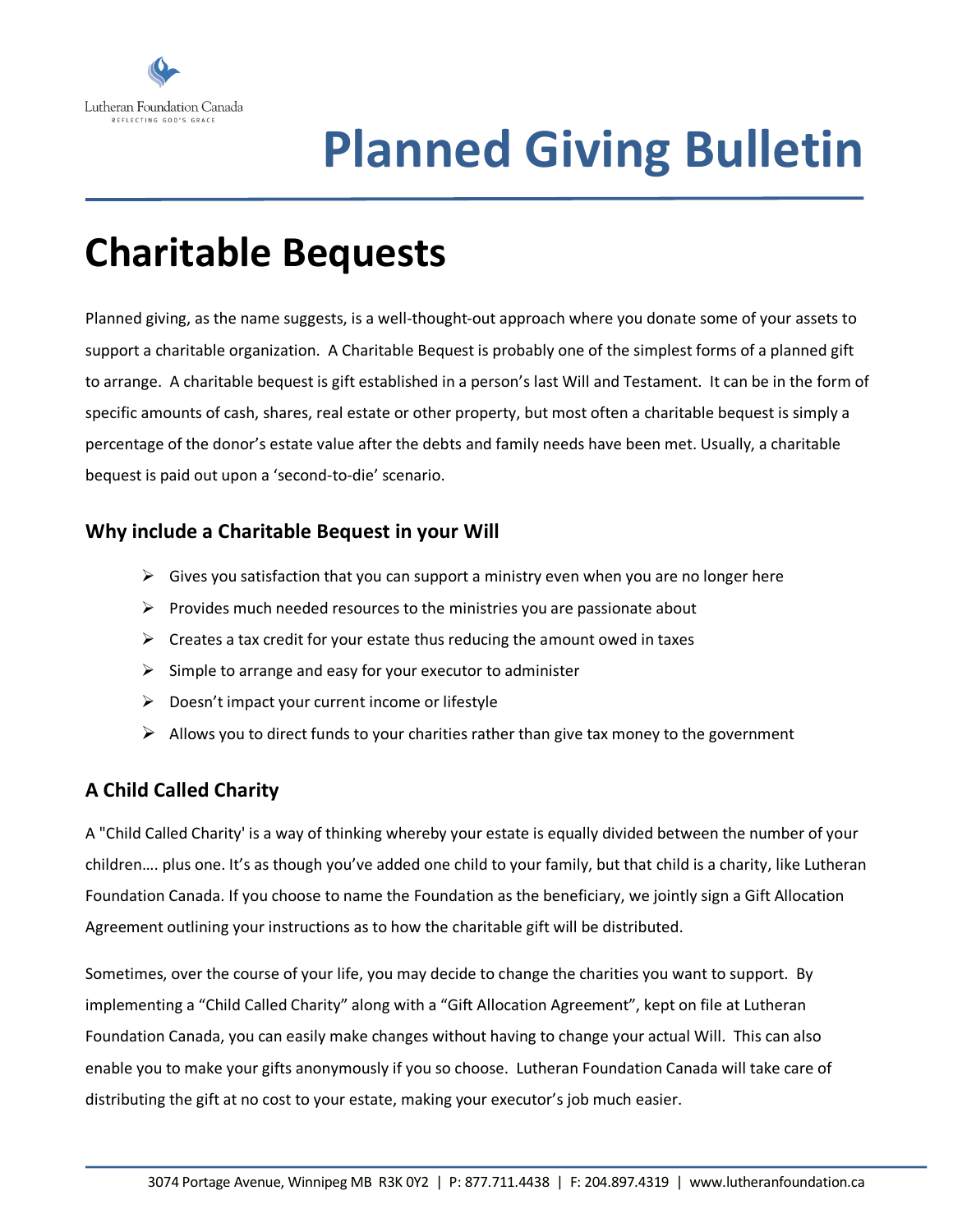Lutheran Foundation Canada
REFLECTING GOD'S GRACE

# Planned Giving Bulletin

## Charitable Bequests

Planned giving, as the name suggests, is a well-thought-out approach where you donate some of your assets to support a charitable organization. A Charitable Bequest is probably one of the simplest forms of a planned gift to arrange. A charitable bequest is gift established in a person's last Will and Testament. It can be in the form of specific amounts of cash, shares, real estate or other property, but most often a charitable bequest is simply a percentage of the donor's estate value after the debts and family needs have been met. Usually, a charitable bequest is paid out upon a 'second-to-die' scenario.

### Why include a Charitable Bequest in your Will

- Gives you satisfaction that you can support a ministry even when you are no longer here
- Provides much needed resources to the ministries you are passionate about
- Creates a tax credit for your estate thus reducing the amount owed in taxes
- Simple to arrange and easy for your executor to administer
- Doesn't impact your current income or lifestyle
- Allows you to direct funds to your charities rather than give tax money to the government

### A Child Called Charity

A "Child Called Charity' is a way of thinking whereby your estate is equally divided between the number of your children…. plus one. It's as though you've added one child to your family, but that child is a charity, like Lutheran Foundation Canada. If you choose to name the Foundation as the beneficiary, we jointly sign a Gift Allocation Agreement outlining your instructions as to how the charitable gift will be distributed.

Sometimes, over the course of your life, you may decide to change the charities you want to support. By implementing a "Child Called Charity" along with a "Gift Allocation Agreement", kept on file at Lutheran Foundation Canada, you can easily make changes without having to change your actual Will. This can also enable you to make your gifts anonymously if you so choose. Lutheran Foundation Canada will take care of distributing the gift at no cost to your estate, making your executor's job much easier.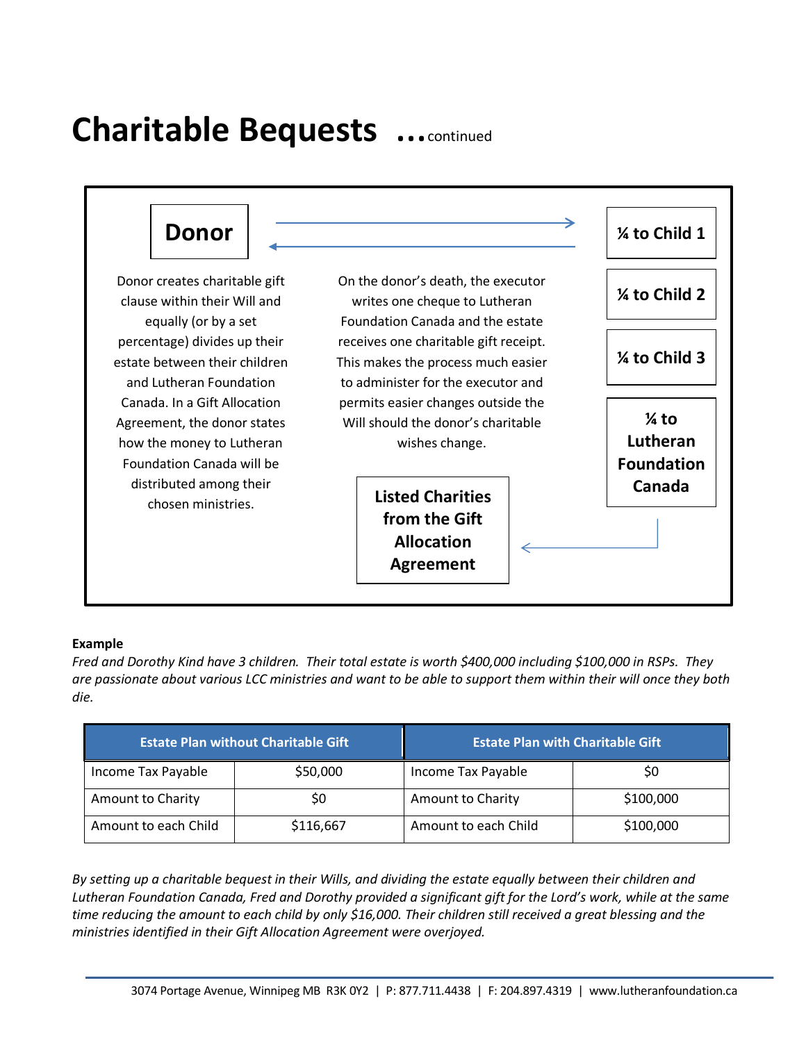# Charitable Bequests ...continued

**Donor**

Donor creates charitable gift clause within their Will and equally (or by a set percentage) divides up their estate between their children and Lutheran Foundation Canada. In a Gift Allocation Agreement, the donor states how the money to Lutheran Foundation Canada will be distributed among their chosen ministries.

On the donor's death, the executor writes one cheque to Lutheran Foundation Canada and the estate receives one charitable gift receipt. This makes the process much easier to administer for the executor and permits easier changes outside the Will should the donor's charitable wishes change.

**¼ to Child 1**

**¼ to Child 2**

**¼ to Child 3**

**¼ to Lutheran Foundation Canada**

**Listed Charities from the Gift Allocation Agreement**

**Example**

*Fred and Dorothy Kind have 3 children. Their total estate is worth $400,000 including $100,000 in RSPs. They are passionate about various LCC ministries and want to be able to support them within their will once they both die.*

| Estate Plan without Charitable Gift | | Estate Plan with Charitable Gift | |
|---|---|---|---|
| Income Tax Payable | $50,000 | Income Tax Payable | $0 |
| Amount to Charity | $0 | Amount to Charity | $100,000 |
| Amount to each Child | $116,667 | Amount to each Child | $100,000 |

*By setting up a charitable bequest in their Wills, and dividing the estate equally between their children and Lutheran Foundation Canada, Fred and Dorothy provided a significant gift for the Lord's work, while at the same time reducing the amount to each child by only $16,000. Their children still received a great blessing and the ministries identified in their Gift Allocation Agreement were overjoyed.*

3074 Portage Avenue, Winnipeg MB R3K 0Y2 | P: 877.711.4438 | F: 204.897.4319 | www.lutheranfoundation.ca